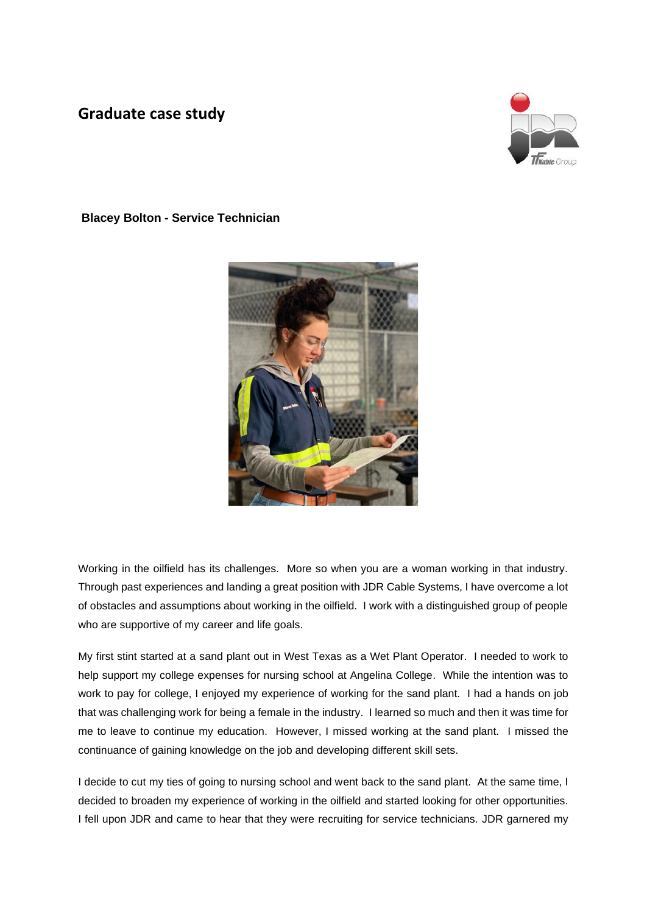## Graduate case study

**Blacey Bolton - Service Technician**

Working in the oilfield has its challenges. More so when you are a woman working in that industry. Through past experiences and landing a great position with JDR Cable Systems, I have overcome a lot of obstacles and assumptions about working in the oilfield. I work with a distinguished group of people who are supportive of my career and life goals.

My first stint started at a sand plant out in West Texas as a Wet Plant Operator. I needed to work to help support my college expenses for nursing school at Angelina College. While the intention was to work to pay for college, I enjoyed my experience of working for the sand plant. I had a hands on job that was challenging work for being a female in the industry. I learned so much and then it was time for me to leave to continue my education. However, I missed working at the sand plant. I missed the continuance of gaining knowledge on the job and developing different skill sets.

I decide to cut my ties of going to nursing school and went back to the sand plant. At the same time, I decided to broaden my experience of working in the oilfield and started looking for other opportunities. I fell upon JDR and came to hear that they were recruiting for service technicians. JDR garnered my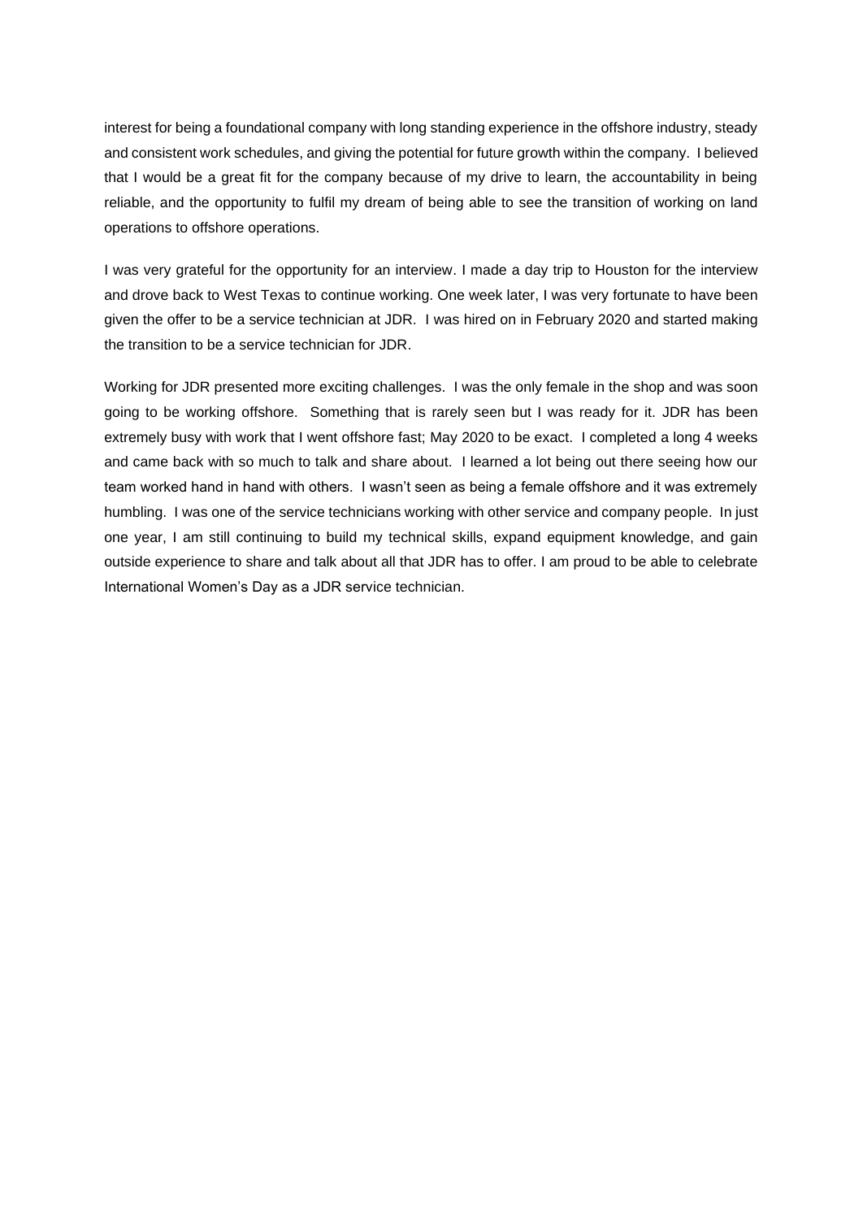interest for being a foundational company with long standing experience in the offshore industry, steady and consistent work schedules, and giving the potential for future growth within the company. I believed that I would be a great fit for the company because of my drive to learn, the accountability in being reliable, and the opportunity to fulfil my dream of being able to see the transition of working on land operations to offshore operations.

I was very grateful for the opportunity for an interview. I made a day trip to Houston for the interview and drove back to West Texas to continue working. One week later, I was very fortunate to have been given the offer to be a service technician at JDR. I was hired on in February 2020 and started making the transition to be a service technician for JDR.

Working for JDR presented more exciting challenges. I was the only female in the shop and was soon going to be working offshore. Something that is rarely seen but I was ready for it. JDR has been extremely busy with work that I went offshore fast; May 2020 to be exact. I completed a long 4 weeks and came back with so much to talk and share about. I learned a lot being out there seeing how our team worked hand in hand with others. I wasn't seen as being a female offshore and it was extremely humbling. I was one of the service technicians working with other service and company people. In just one year, I am still continuing to build my technical skills, expand equipment knowledge, and gain outside experience to share and talk about all that JDR has to offer. I am proud to be able to celebrate International Women's Day as a JDR service technician.